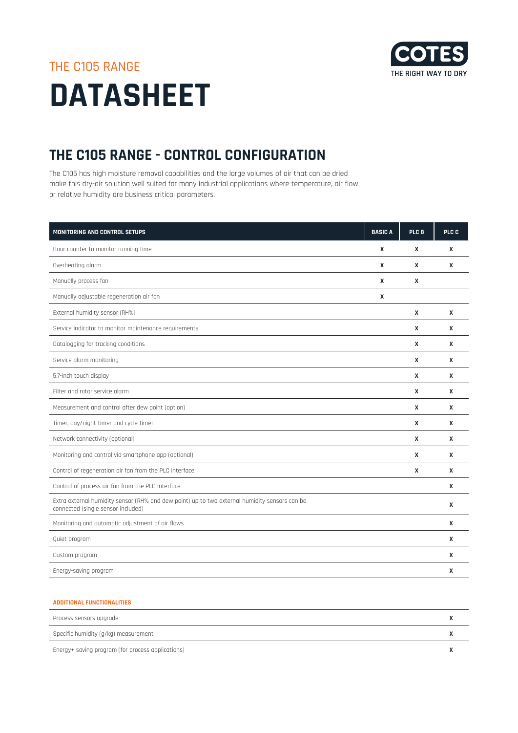THE C105 RANGE

# DATASHEET

COTES
THE RIGHT WAY TO DRY

## THE C105 RANGE - CONTROL CONFIGURATION

The C105 has high moisture removal capabilities and the large volumes of air that can be dried make this dry-air solution well suited for many industrial applications where temperature, air flow or relative humidity are business critical parameters.

| MONITORING AND CONTROL SETUPS | BASIC A | PLC B | PLC C |
|---|---|---|---|
| Hour counter to monitor running time | X | X | X |
| Overheating alarm | X | X | X |
| Manually process fan | X | X | |
| Manually adjustable regeneration air fan | X | | |
| External humidity sensor (RH%) | | X | X |
| Service indicator to monitor maintenance requirements | | X | X |
| Datalogging for tracking conditions | | X | X |
| Service alarm monitoring | | X | X |
| 5.7-inch touch display | | X | X |
| Filter and rotor service alarm | | X | X |
| Measurement and control after dew point (option) | | X | X |
| Timer, day/night timer and cycle timer | | X | X |
| Network connectivity (optional) | | X | X |
| Monitoring and control via smartphone app (optional) | | X | X |
| Control of regeneration air fan from the PLC interface | | X | X |
| Control of process air fan from the PLC interface | | | X |
| Extra external humidity sensor (RH% and dew point) up to two external humidity sensors can be connected (single sensor included) | | | X |
| Monitoring and automatic adjustment of air flows | | | X |
| Quiet program | | | X |
| Custom program | | | X |
| Energy-saving program | | | X |

| ADDITIONAL FUNCTIONALITIES | |
|---|---|
| Process sensors upgrade | X |
| Specific humidity (g/kg) measurement | X |
| Energy+ saving program (for process applications) | X |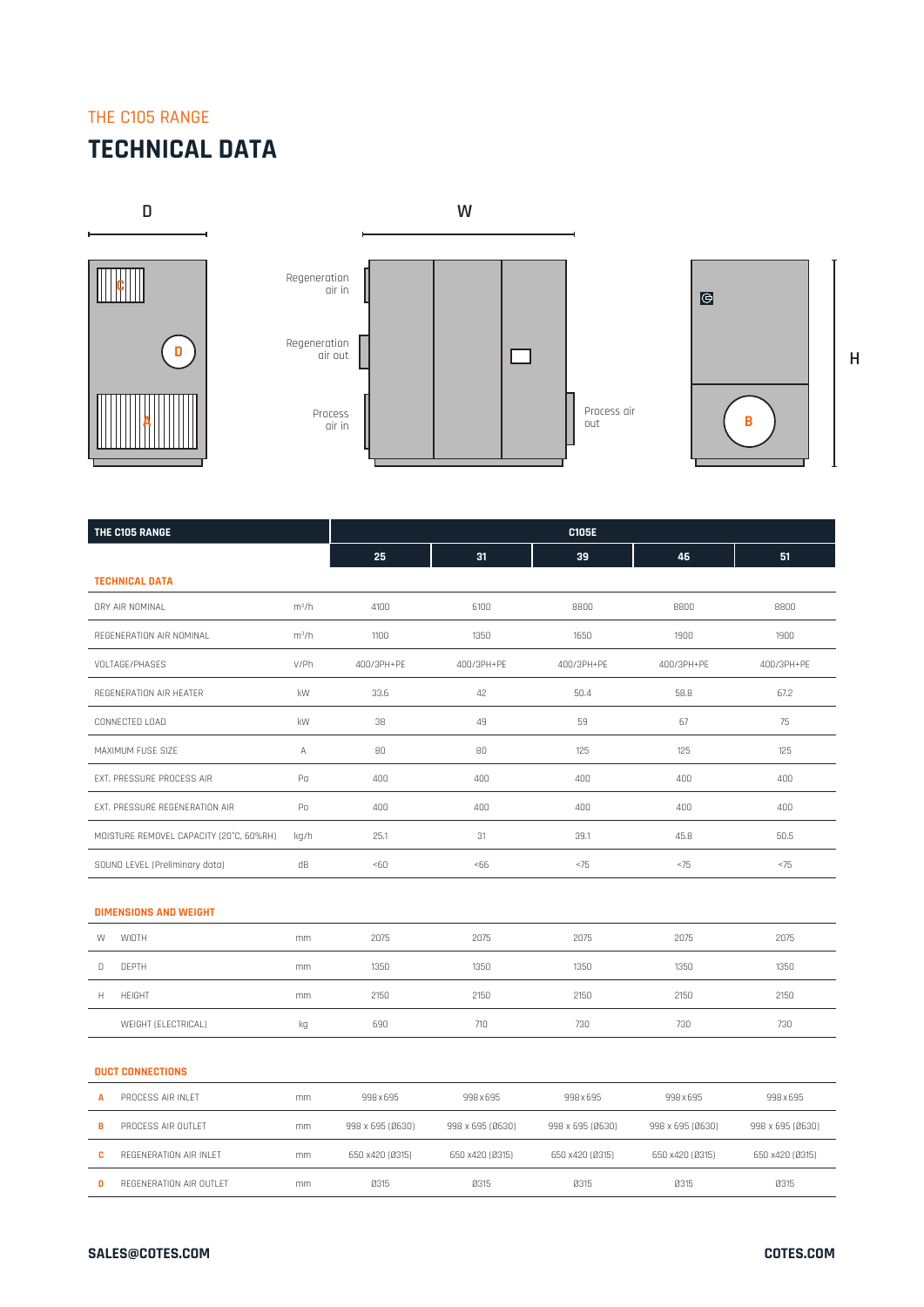THE C105 RANGE

# TECHNICAL DATA

D

W

H

Regeneration air in

Regeneration air out

Process air in

Process air out

| THE C105 RANGE | | C105E | | | | |
|---|---|---|---|---|---|---|
| | | 25 | 31 | 39 | 46 | 51 |
| **TECHNICAL DATA** | | | | | | |
| DRY AIR NOMINAL | m³/h | 4100 | 6100 | 8800 | 8800 | 8800 |
| REGENERATION AIR NOMINAL | m³/h | 1100 | 1350 | 1650 | 1900 | 1900 |
| VOLTAGE/PHASES | V/Ph | 400/3PH+PE | 400/3PH+PE | 400/3PH+PE | 400/3PH+PE | 400/3PH+PE |
| REGENERATION AIR HEATER | kW | 33.6 | 42 | 50.4 | 58.8 | 67.2 |
| CONNECTED LOAD | kW | 38 | 49 | 59 | 67 | 75 |
| MAXIMUM FUSE SIZE | A | 80 | 80 | 125 | 125 | 125 |
| EXT. PRESSURE PROCESS AIR | Pa | 400 | 400 | 400 | 400 | 400 |
| EXT. PRESSURE REGENERATION AIR | Pa | 400 | 400 | 400 | 400 | 400 |
| MOISTURE REMOVEL CAPACITY (20°C, 60%RH) | kg/h | 25.1 | 31 | 39.1 | 45.8 | 50.5 |
| SOUND LEVEL (Preliminary data) | dB | <60 | <66 | <75 | <75 | <75 |
| **DIMENSIONS AND WEIGHT** | | | | | | |
| W WIDTH | mm | 2075 | 2075 | 2075 | 2075 | 2075 |
| D DEPTH | mm | 1350 | 1350 | 1350 | 1350 | 1350 |
| H HEIGHT | mm | 2150 | 2150 | 2150 | 2150 | 2150 |
| WEIGHT (ELECTRICAL) | kg | 690 | 710 | 730 | 730 | 730 |
| **DUCT CONNECTIONS** | | | | | | |
| **A** PROCESS AIR INLET | mm | 998x695 | 998x695 | 998x695 | 998x695 | 998x695 |
| **B** PROCESS AIR OUTLET | mm | 998 x 695 (Ø630) | 998 x 695 (Ø630) | 998 x 695 (Ø630) | 998 x 695 (Ø630) | 998 x 695 (Ø630) |
| **C** REGENERATION AIR INLET | mm | 650 x420 (Ø315) | 650 x420 (Ø315) | 650 x420 (Ø315) | 650 x420 (Ø315) | 650 x420 (Ø315) |
| **D** REGENERATION AIR OUTLET | mm | Ø315 | Ø315 | Ø315 | Ø315 | Ø315 |

**SALES@COTES.COM** **COTES.COM**